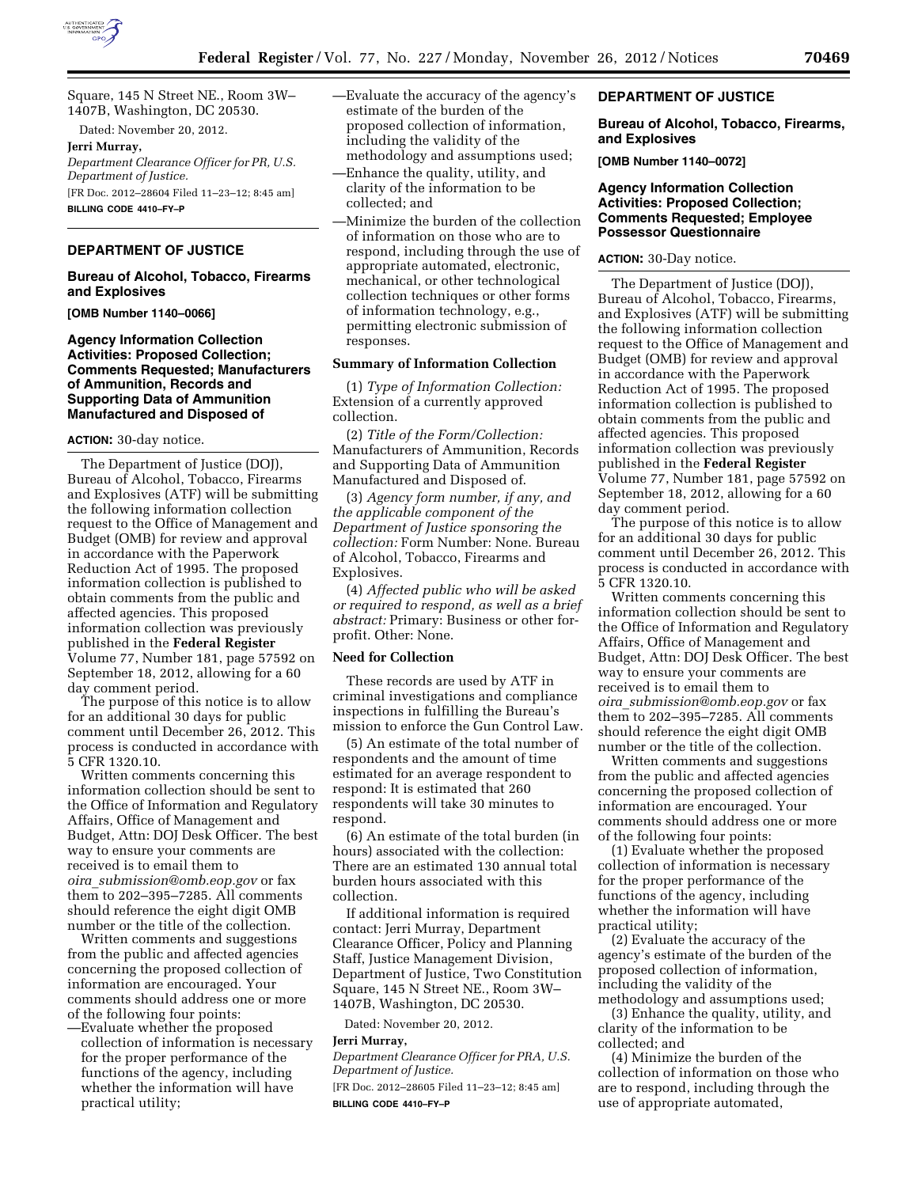Square, 145 N Street NE., Room 3W–1407B, Washington, DC 20530.

Dated: November 20, 2012.

**Jerri Murray,**

*Department Clearance Officer for PR, U.S. Department of Justice.*

[FR Doc. 2012–28604 Filed 11–23–12; 8:45 am]

**BILLING CODE 4410–FY–P**

## DEPARTMENT OF JUSTICE

### Bureau of Alcohol, Tobacco, Firearms and Explosives

**[OMB Number 1140–0066]**

### Agency Information Collection Activities: Proposed Collection; Comments Requested; Manufacturers of Ammunition, Records and Supporting Data of Ammunition Manufactured and Disposed of

**ACTION:** 30-day notice.

The Department of Justice (DOJ), Bureau of Alcohol, Tobacco, Firearms and Explosives (ATF) will be submitting the following information collection request to the Office of Management and Budget (OMB) for review and approval in accordance with the Paperwork Reduction Act of 1995. The proposed information collection is published to obtain comments from the public and affected agencies. This proposed information collection was previously published in the **Federal Register** Volume 77, Number 181, page 57592 on September 18, 2012, allowing for a 60 day comment period.

The purpose of this notice is to allow for an additional 30 days for public comment until December 26, 2012. This process is conducted in accordance with 5 CFR 1320.10.

Written comments concerning this information collection should be sent to the Office of Information and Regulatory Affairs, Office of Management and Budget, Attn: DOJ Desk Officer. The best way to ensure your comments are received is to email them to *oira_submission@omb.eop.gov* or fax them to 202–395–7285. All comments should reference the eight digit OMB number or the title of the collection.

Written comments and suggestions from the public and affected agencies concerning the proposed collection of information are encouraged. Your comments should address one or more of the following four points:

—Evaluate whether the proposed collection of information is necessary for the proper performance of the functions of the agency, including whether the information will have practical utility;

—Evaluate the accuracy of the agency's estimate of the burden of the proposed collection of information, including the validity of the methodology and assumptions used;

—Enhance the quality, utility, and clarity of the information to be collected; and

—Minimize the burden of the collection of information on those who are to respond, including through the use of appropriate automated, electronic, mechanical, or other technological collection techniques or other forms of information technology, e.g., permitting electronic submission of responses.

**Summary of Information Collection**

(1) *Type of Information Collection:* Extension of a currently approved collection.

(2) *Title of the Form/Collection:* Manufacturers of Ammunition, Records and Supporting Data of Ammunition Manufactured and Disposed of.

(3) *Agency form number, if any, and the applicable component of the Department of Justice sponsoring the collection:* Form Number: None. Bureau of Alcohol, Tobacco, Firearms and Explosives.

(4) *Affected public who will be asked or required to respond, as well as a brief abstract:* Primary: Business or other for-profit. Other: None.

**Need for Collection**

These records are used by ATF in criminal investigations and compliance inspections in fulfilling the Bureau's mission to enforce the Gun Control Law.

(5) An estimate of the total number of respondents and the amount of time estimated for an average respondent to respond: It is estimated that 260 respondents will take 30 minutes to respond.

(6) An estimate of the total burden (in hours) associated with the collection: There are an estimated 130 annual total burden hours associated with this collection.

If additional information is required contact: Jerri Murray, Department Clearance Officer, Policy and Planning Staff, Justice Management Division, Department of Justice, Two Constitution Square, 145 N Street NE., Room 3W–1407B, Washington, DC 20530.

Dated: November 20, 2012.

**Jerri Murray,**

*Department Clearance Officer for PRA, U.S. Department of Justice.*

[FR Doc. 2012–28605 Filed 11–23–12; 8:45 am]

**BILLING CODE 4410–FY–P**

## DEPARTMENT OF JUSTICE

### Bureau of Alcohol, Tobacco, Firearms, and Explosives

**[OMB Number 1140–0072]**

### Agency Information Collection Activities: Proposed Collection; Comments Requested; Employee Possessor Questionnaire

**ACTION:** 30-Day notice.

The Department of Justice (DOJ), Bureau of Alcohol, Tobacco, Firearms, and Explosives (ATF) will be submitting the following information collection request to the Office of Management and Budget (OMB) for review and approval in accordance with the Paperwork Reduction Act of 1995. The proposed information collection is published to obtain comments from the public and affected agencies. This proposed information collection was previously published in the **Federal Register** Volume 77, Number 181, page 57592 on September 18, 2012, allowing for a 60 day comment period.

The purpose of this notice is to allow for an additional 30 days for public comment until December 26, 2012. This process is conducted in accordance with 5 CFR 1320.10.

Written comments concerning this information collection should be sent to the Office of Information and Regulatory Affairs, Office of Management and Budget, Attn: DOJ Desk Officer. The best way to ensure your comments are received is to email them to *oira_submission@omb.eop.gov* or fax them to 202–395–7285. All comments should reference the eight digit OMB number or the title of the collection.

Written comments and suggestions from the public and affected agencies concerning the proposed collection of information are encouraged. Your comments should address one or more of the following four points:

(1) Evaluate whether the proposed collection of information is necessary for the proper performance of the functions of the agency, including whether the information will have practical utility;

(2) Evaluate the accuracy of the agency's estimate of the burden of the proposed collection of information, including the validity of the methodology and assumptions used;

(3) Enhance the quality, utility, and clarity of the information to be collected; and

(4) Minimize the burden of the collection of information on those who are to respond, including through the use of appropriate automated,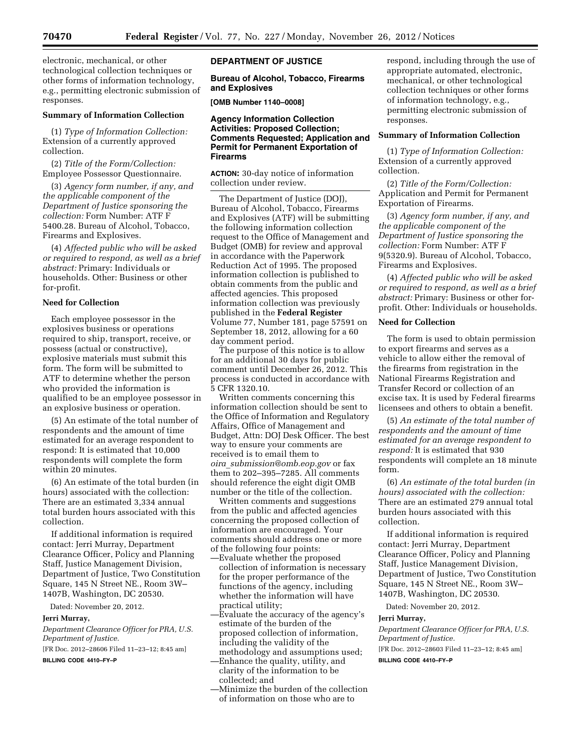electronic, mechanical, or other technological collection techniques or other forms of information technology, e.g., permitting electronic submission of responses.

**Summary of Information Collection**

(1) *Type of Information Collection:* Extension of a currently approved collection.

(2) *Title of the Form/Collection:* Employee Possessor Questionnaire.

(3) *Agency form number, if any, and the applicable component of the Department of Justice sponsoring the collection:* Form Number: ATF F 5400.28. Bureau of Alcohol, Tobacco, Firearms and Explosives.

(4) *Affected public who will be asked or required to respond, as well as a brief abstract:* Primary: Individuals or households. Other: Business or other for-profit.

**Need for Collection**

Each employee possessor in the explosives business or operations required to ship, transport, receive, or possess (actual or constructive), explosive materials must submit this form. The form will be submitted to ATF to determine whether the person who provided the information is qualified to be an employee possessor in an explosive business or operation.

(5) An estimate of the total number of respondents and the amount of time estimated for an average respondent to respond: It is estimated that 10,000 respondents will complete the form within 20 minutes.

(6) An estimate of the total burden (in hours) associated with the collection: There are an estimated 3,334 annual total burden hours associated with this collection.

If additional information is required contact: Jerri Murray, Department Clearance Officer, Policy and Planning Staff, Justice Management Division, Department of Justice, Two Constitution Square, 145 N Street NE., Room 3W–1407B, Washington, DC 20530.

Dated: November 20, 2012.

**Jerri Murray,**

*Department Clearance Officer for PRA, U.S. Department of Justice.*

[FR Doc. 2012–28606 Filed 11–23–12; 8:45 am]

**BILLING CODE 4410–FY–P**

## DEPARTMENT OF JUSTICE

### Bureau of Alcohol, Tobacco, Firearms and Explosives

**[OMB Number 1140–0008]**

### Agency Information Collection Activities: Proposed Collection; Comments Requested; Application and Permit for Permanent Exportation of Firearms

**ACTION:** 30-day notice of information collection under review.

The Department of Justice (DOJ), Bureau of Alcohol, Tobacco, Firearms and Explosives (ATF) will be submitting the following information collection request to the Office of Management and Budget (OMB) for review and approval in accordance with the Paperwork Reduction Act of 1995. The proposed information collection is published to obtain comments from the public and affected agencies. This proposed information collection was previously published in the **Federal Register** Volume 77, Number 181, page 57591 on September 18, 2012, allowing for a 60 day comment period.

The purpose of this notice is to allow for an additional 30 days for public comment until December 26, 2012. This process is conducted in accordance with 5 CFR 1320.10.

Written comments concerning this information collection should be sent to the Office of Information and Regulatory Affairs, Office of Management and Budget, Attn: DOJ Desk Officer. The best way to ensure your comments are received is to email them to *oira_submission@omb.eop.gov* or fax them to 202–395–7285. All comments should reference the eight digit OMB number or the title of the collection.

Written comments and suggestions from the public and affected agencies concerning the proposed collection of information are encouraged. Your comments should address one or more of the following four points:

—Evaluate whether the proposed collection of information is necessary for the proper performance of the functions of the agency, including whether the information will have practical utility;

—Evaluate the accuracy of the agency's estimate of the burden of the proposed collection of information, including the validity of the methodology and assumptions used;

—Enhance the quality, utility, and clarity of the information to be collected; and

—Minimize the burden of the collection of information on those who are to respond, including through the use of appropriate automated, electronic, mechanical, or other technological collection techniques or other forms of information technology, e.g., permitting electronic submission of responses.

**Summary of Information Collection**

(1) *Type of Information Collection:* Extension of a currently approved collection.

(2) *Title of the Form/Collection:* Application and Permit for Permanent Exportation of Firearms.

(3) *Agency form number, if any, and the applicable component of the Department of Justice sponsoring the collection:* Form Number: ATF F 9(5320.9). Bureau of Alcohol, Tobacco, Firearms and Explosives.

(4) *Affected public who will be asked or required to respond, as well as a brief abstract:* Primary: Business or other for-profit. Other: Individuals or households.

**Need for Collection**

The form is used to obtain permission to export firearms and serves as a vehicle to allow either the removal of the firearms from registration in the National Firearms Registration and Transfer Record or collection of an excise tax. It is used by Federal firearms licensees and others to obtain a benefit.

(5) *An estimate of the total number of respondents and the amount of time estimated for an average respondent to respond:* It is estimated that 930 respondents will complete an 18 minute form.

(6) *An estimate of the total burden (in hours) associated with the collection:* There are an estimated 279 annual total burden hours associated with this collection.

If additional information is required contact: Jerri Murray, Department Clearance Officer, Policy and Planning Staff, Justice Management Division, Department of Justice, Two Constitution Square, 145 N Street NE., Room 3W–1407B, Washington, DC 20530.

Dated: November 20, 2012.

**Jerri Murray,**

*Department Clearance Officer for PRA, U.S. Department of Justice.*

[FR Doc. 2012–28603 Filed 11–23–12; 8:45 am]

**BILLING CODE 4410–FY–P**